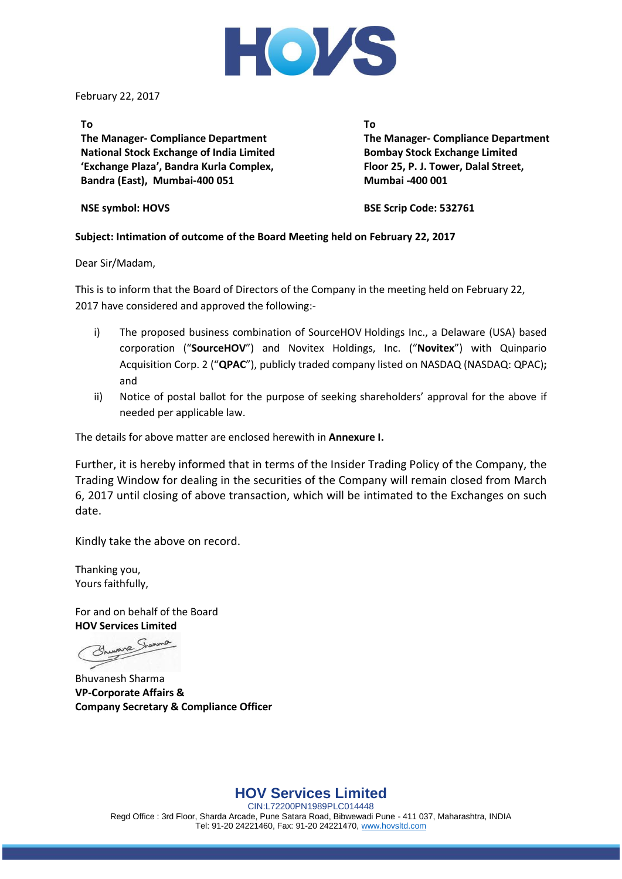February 22, 2017

**To**
**The Manager- Compliance Department**
**National Stock Exchange of India Limited**
**'Exchange Plaza', Bandra Kurla Complex,**
**Bandra (East), Mumbai-400 051**

**NSE symbol: HOVS**

**To**
**The Manager- Compliance Department**
**Bombay Stock Exchange Limited**
**Floor 25, P. J. Tower, Dalal Street,**
**Mumbai -400 001**

**BSE Scrip Code: 532761**

**Subject: Intimation of outcome of the Board Meeting held on February 22, 2017**

Dear Sir/Madam,

This is to inform that the Board of Directors of the Company in the meeting held on February 22, 2017 have considered and approved the following:-

i) The proposed business combination of SourceHOV Holdings Inc., a Delaware (USA) based corporation ("**SourceHOV**") and Novitex Holdings, Inc. ("**Novitex**") with Quinpario Acquisition Corp. 2 ("**QPAC**"), publicly traded company listed on NASDAQ (NASDAQ: QPAC)**;** and

ii) Notice of postal ballot for the purpose of seeking shareholders' approval for the above if needed per applicable law.

The details for above matter are enclosed herewith in **Annexure I.**

Further, it is hereby informed that in terms of the Insider Trading Policy of the Company, the Trading Window for dealing in the securities of the Company will remain closed from March 6, 2017 until closing of above transaction, which will be intimated to the Exchanges on such date.

Kindly take the above on record.

Thanking you,
Yours faithfully,

For and on behalf of the Board
**HOV Services Limited**

Bhuvanesh Sharma
**VP-Corporate Affairs &**
**Company Secretary & Compliance Officer**

**HOV Services Limited**
CIN:L72200PN1989PLC014448
Regd Office : 3rd Floor, Sharda Arcade, Pune Satara Road, Bibwewadi Pune - 411 037, Maharashtra, INDIA
Tel: 91-20 24221460, Fax: 91-20 24221470, www.hovsltd.com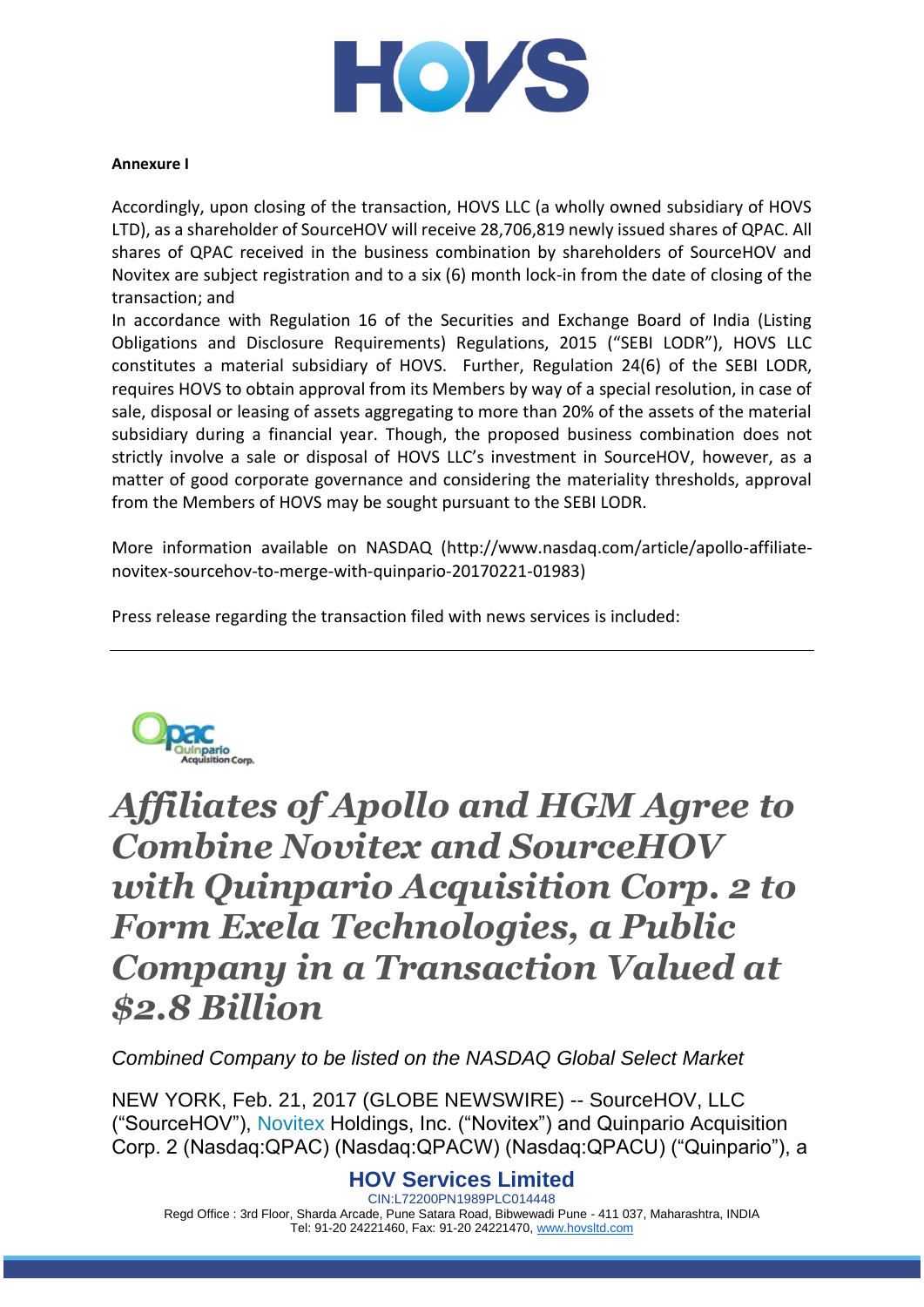**Annexure I**

Accordingly, upon closing of the transaction, HOVS LLC (a wholly owned subsidiary of HOVS LTD), as a shareholder of SourceHOV will receive 28,706,819 newly issued shares of QPAC. All shares of QPAC received in the business combination by shareholders of SourceHOV and Novitex are subject registration and to a six (6) month lock-in from the date of closing of the transaction; and

In accordance with Regulation 16 of the Securities and Exchange Board of India (Listing Obligations and Disclosure Requirements) Regulations, 2015 ("SEBI LODR"), HOVS LLC constitutes a material subsidiary of HOVS. Further, Regulation 24(6) of the SEBI LODR, requires HOVS to obtain approval from its Members by way of a special resolution, in case of sale, disposal or leasing of assets aggregating to more than 20% of the assets of the material subsidiary during a financial year. Though, the proposed business combination does not strictly involve a sale or disposal of HOVS LLC's investment in SourceHOV, however, as a matter of good corporate governance and considering the materiality thresholds, approval from the Members of HOVS may be sought pursuant to the SEBI LODR.

More information available on NASDAQ (http://www.nasdaq.com/article/apollo-affiliate-novitex-sourcehov-to-merge-with-quinpario-20170221-01983)

Press release regarding the transaction filed with news services is included:

---

# *Affiliates of Apollo and HGM Agree to Combine Novitex and SourceHOV with Quinpario Acquisition Corp. 2 to Form Exela Technologies, a Public Company in a Transaction Valued at $2.8 Billion*

*Combined Company to be listed on the NASDAQ Global Select Market*

NEW YORK, Feb. 21, 2017 (GLOBE NEWSWIRE) -- SourceHOV, LLC ("SourceHOV"), Novitex Holdings, Inc. ("Novitex") and Quinpario Acquisition Corp. 2 (Nasdaq:QPAC) (Nasdaq:QPACW) (Nasdaq:QPACU) ("Quinpario"), a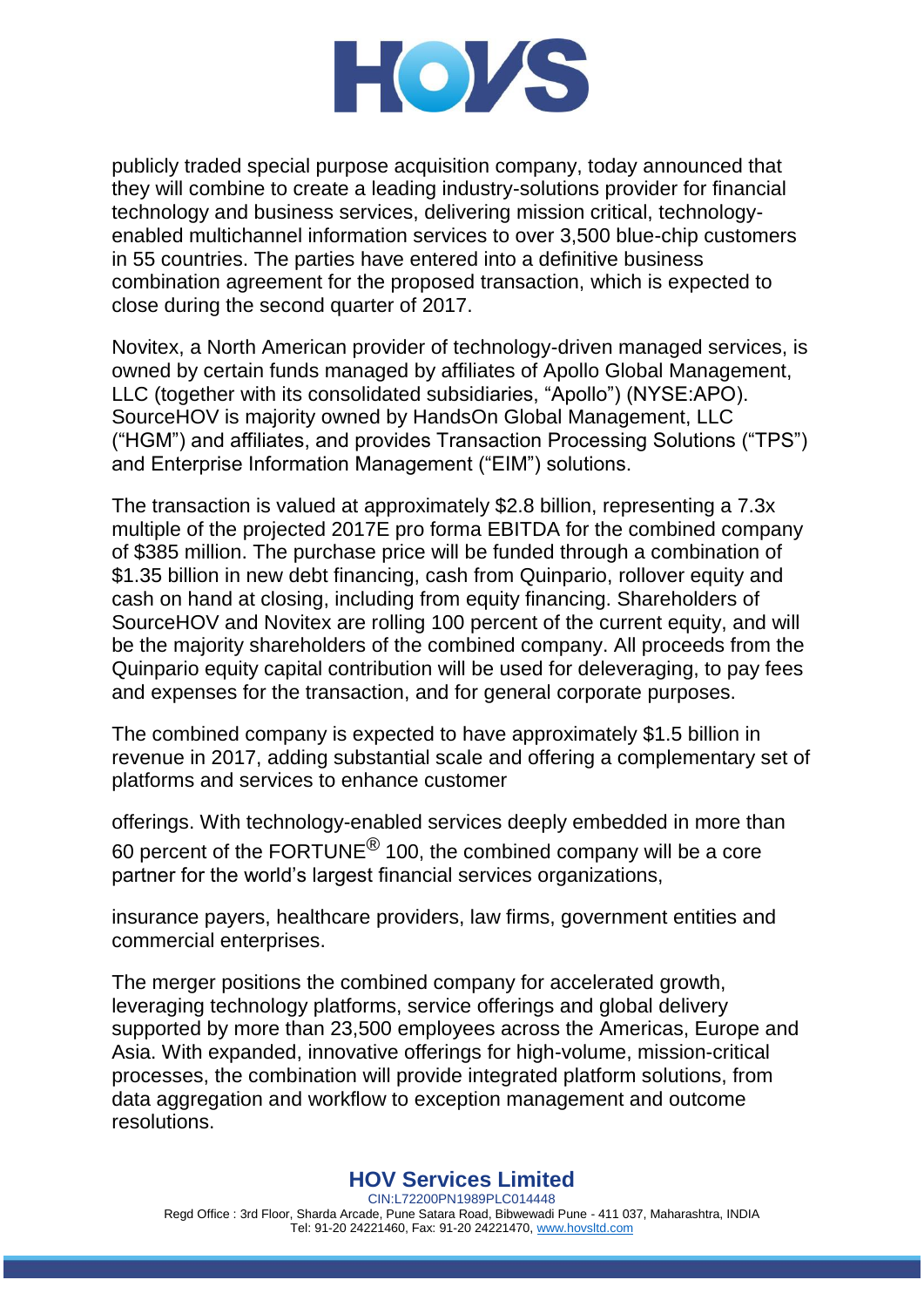publicly traded special purpose acquisition company, today announced that they will combine to create a leading industry-solutions provider for financial technology and business services, delivering mission critical, technology-enabled multichannel information services to over 3,500 blue-chip customers in 55 countries. The parties have entered into a definitive business combination agreement for the proposed transaction, which is expected to close during the second quarter of 2017.

Novitex, a North American provider of technology-driven managed services, is owned by certain funds managed by affiliates of Apollo Global Management, LLC (together with its consolidated subsidiaries, "Apollo") (NYSE:APO). SourceHOV is majority owned by HandsOn Global Management, LLC ("HGM") and affiliates, and provides Transaction Processing Solutions ("TPS") and Enterprise Information Management ("EIM") solutions.

The transaction is valued at approximately $2.8 billion, representing a 7.3x multiple of the projected 2017E pro forma EBITDA for the combined company of $385 million. The purchase price will be funded through a combination of $1.35 billion in new debt financing, cash from Quinpario, rollover equity and cash on hand at closing, including from equity financing. Shareholders of SourceHOV and Novitex are rolling 100 percent of the current equity, and will be the majority shareholders of the combined company. All proceeds from the Quinpario equity capital contribution will be used for deleveraging, to pay fees and expenses for the transaction, and for general corporate purposes.

The combined company is expected to have approximately $1.5 billion in revenue in 2017, adding substantial scale and offering a complementary set of platforms and services to enhance customer offerings. With technology-enabled services deeply embedded in more than 60 percent of the FORTUNE® 100, the combined company will be a core partner for the world's largest financial services organizations, insurance payers, healthcare providers, law firms, government entities and commercial enterprises.

The merger positions the combined company for accelerated growth, leveraging technology platforms, service offerings and global delivery supported by more than 23,500 employees across the Americas, Europe and Asia. With expanded, innovative offerings for high-volume, mission-critical processes, the combination will provide integrated platform solutions, from data aggregation and workflow to exception management and outcome resolutions.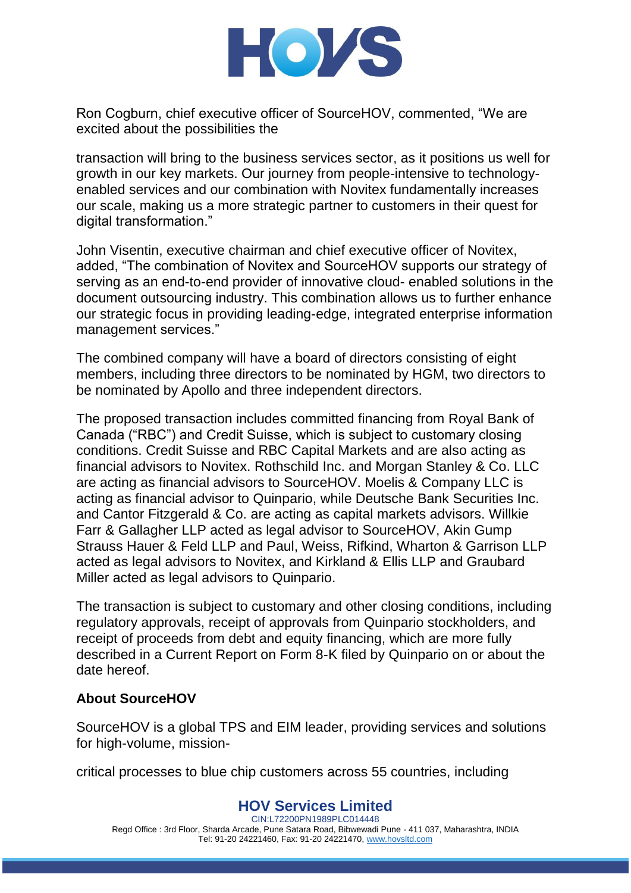Ron Cogburn, chief executive officer of SourceHOV, commented, "We are excited about the possibilities the

transaction will bring to the business services sector, as it positions us well for growth in our key markets. Our journey from people-intensive to technology-enabled services and our combination with Novitex fundamentally increases our scale, making us a more strategic partner to customers in their quest for digital transformation."

John Visentin, executive chairman and chief executive officer of Novitex, added, "The combination of Novitex and SourceHOV supports our strategy of serving as an end-to-end provider of innovative cloud- enabled solutions in the document outsourcing industry. This combination allows us to further enhance our strategic focus in providing leading-edge, integrated enterprise information management services."

The combined company will have a board of directors consisting of eight members, including three directors to be nominated by HGM, two directors to be nominated by Apollo and three independent directors.

The proposed transaction includes committed financing from Royal Bank of Canada ("RBC") and Credit Suisse, which is subject to customary closing conditions. Credit Suisse and RBC Capital Markets and are also acting as financial advisors to Novitex. Rothschild Inc. and Morgan Stanley & Co. LLC are acting as financial advisors to SourceHOV. Moelis & Company LLC is acting as financial advisor to Quinpario, while Deutsche Bank Securities Inc. and Cantor Fitzgerald & Co. are acting as capital markets advisors. Willkie Farr & Gallagher LLP acted as legal advisor to SourceHOV, Akin Gump Strauss Hauer & Feld LLP and Paul, Weiss, Rifkind, Wharton & Garrison LLP acted as legal advisors to Novitex, and Kirkland & Ellis LLP and Graubard Miller acted as legal advisors to Quinpario.

The transaction is subject to customary and other closing conditions, including regulatory approvals, receipt of approvals from Quinpario stockholders, and receipt of proceeds from debt and equity financing, which are more fully described in a Current Report on Form 8-K filed by Quinpario on or about the date hereof.

**About SourceHOV**

SourceHOV is a global TPS and EIM leader, providing services and solutions for high-volume, mission-

critical processes to blue chip customers across 55 countries, including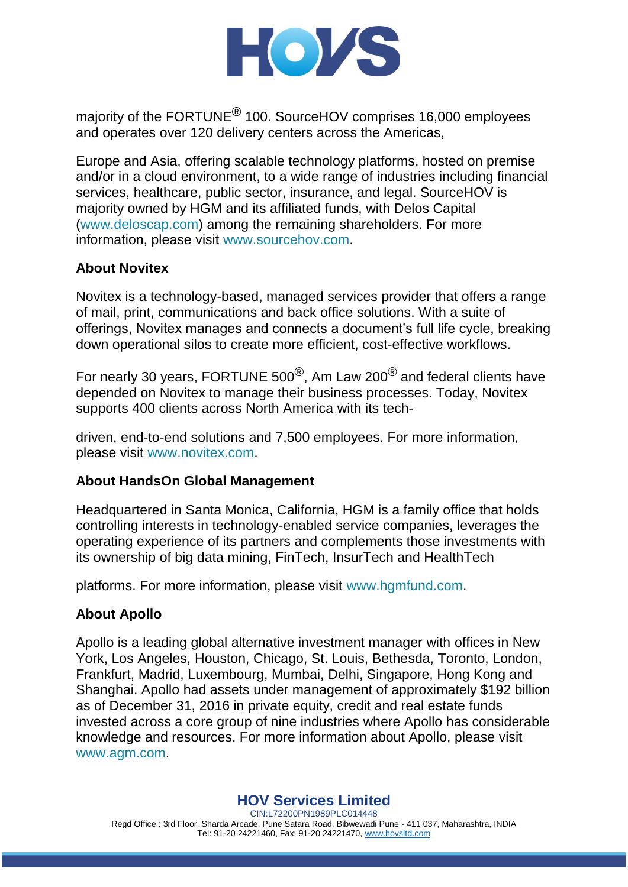majority of the FORTUNE® 100. SourceHOV comprises 16,000 employees and operates over 120 delivery centers across the Americas,

Europe and Asia, offering scalable technology platforms, hosted on premise and/or in a cloud environment, to a wide range of industries including financial services, healthcare, public sector, insurance, and legal. SourceHOV is majority owned by HGM and its affiliated funds, with Delos Capital (www.deloscap.com) among the remaining shareholders. For more information, please visit www.sourcehov.com.

**About Novitex**

Novitex is a technology-based, managed services provider that offers a range of mail, print, communications and back office solutions. With a suite of offerings, Novitex manages and connects a document's full life cycle, breaking down operational silos to create more efficient, cost-effective workflows.

For nearly 30 years, FORTUNE 500®, Am Law 200® and federal clients have depended on Novitex to manage their business processes. Today, Novitex supports 400 clients across North America with its tech-

driven, end-to-end solutions and 7,500 employees. For more information, please visit www.novitex.com.

**About HandsOn Global Management**

Headquartered in Santa Monica, California, HGM is a family office that holds controlling interests in technology-enabled service companies, leverages the operating experience of its partners and complements those investments with its ownership of big data mining, FinTech, InsurTech and HealthTech

platforms. For more information, please visit www.hgmfund.com.

**About Apollo**

Apollo is a leading global alternative investment manager with offices in New York, Los Angeles, Houston, Chicago, St. Louis, Bethesda, Toronto, London, Frankfurt, Madrid, Luxembourg, Mumbai, Delhi, Singapore, Hong Kong and Shanghai. Apollo had assets under management of approximately $192 billion as of December 31, 2016 in private equity, credit and real estate funds invested across a core group of nine industries where Apollo has considerable knowledge and resources. For more information about Apollo, please visit www.agm.com.

**HOV Services Limited**
CIN:L72200PN1989PLC014448
Regd Office : 3rd Floor, Sharda Arcade, Pune Satara Road, Bibwewadi Pune - 411 037, Maharashtra, INDIA
Tel: 91-20 24221460, Fax: 91-20 24221470, www.hovsltd.com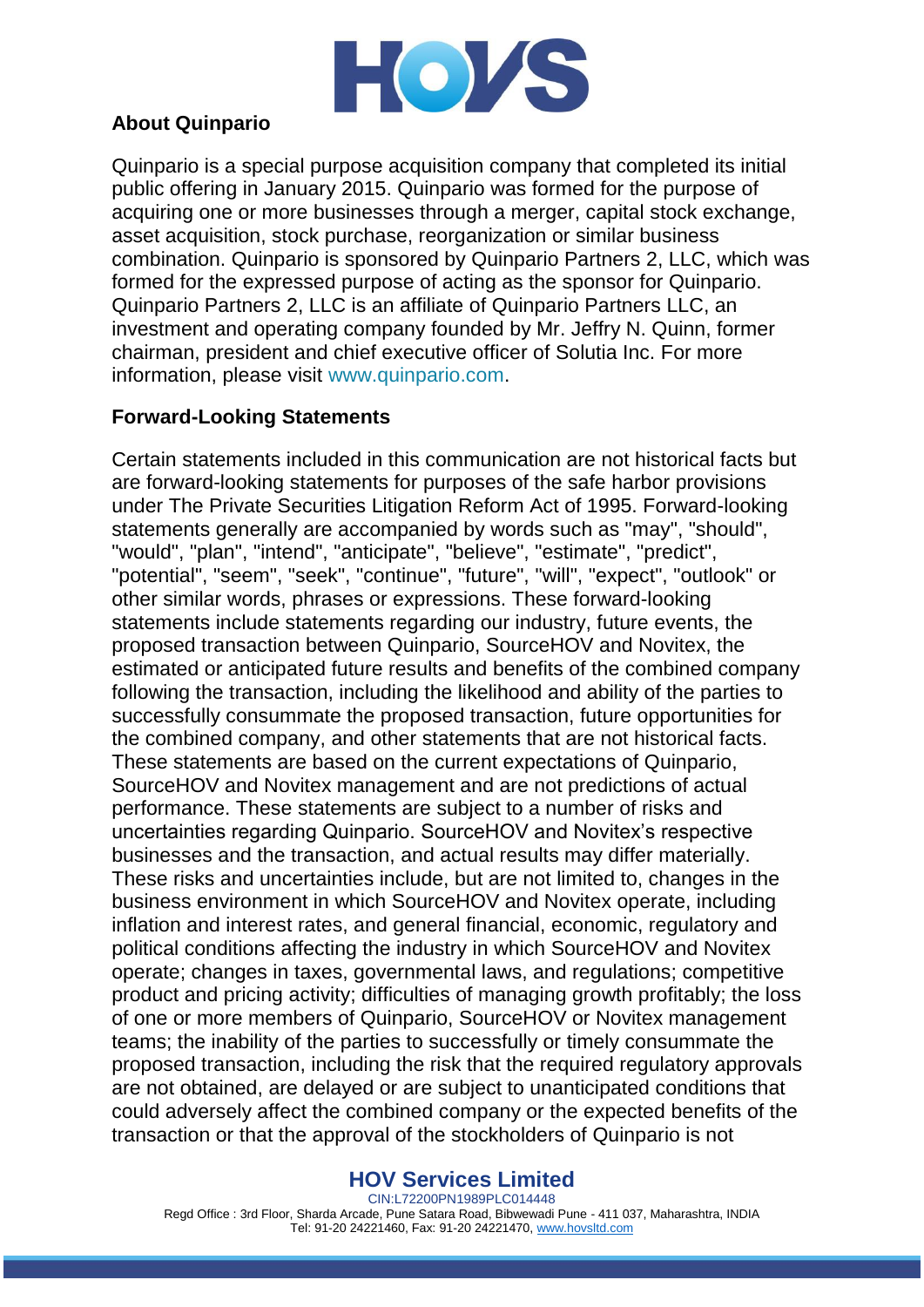## About Quinpario

Quinpario is a special purpose acquisition company that completed its initial public offering in January 2015. Quinpario was formed for the purpose of acquiring one or more businesses through a merger, capital stock exchange, asset acquisition, stock purchase, reorganization or similar business combination. Quinpario is sponsored by Quinpario Partners 2, LLC, which was formed for the expressed purpose of acting as the sponsor for Quinpario. Quinpario Partners 2, LLC is an affiliate of Quinpario Partners LLC, an investment and operating company founded by Mr. Jeffry N. Quinn, former chairman, president and chief executive officer of Solutia Inc. For more information, please visit www.quinpario.com.

## Forward-Looking Statements

Certain statements included in this communication are not historical facts but are forward-looking statements for purposes of the safe harbor provisions under The Private Securities Litigation Reform Act of 1995. Forward-looking statements generally are accompanied by words such as "may", "should", "would", "plan", "intend", "anticipate", "believe", "estimate", "predict", "potential", "seem", "seek", "continue", "future", "will", "expect", "outlook" or other similar words, phrases or expressions. These forward-looking statements include statements regarding our industry, future events, the proposed transaction between Quinpario, SourceHOV and Novitex, the estimated or anticipated future results and benefits of the combined company following the transaction, including the likelihood and ability of the parties to successfully consummate the proposed transaction, future opportunities for the combined company, and other statements that are not historical facts. These statements are based on the current expectations of Quinpario, SourceHOV and Novitex management and are not predictions of actual performance. These statements are subject to a number of risks and uncertainties regarding Quinpario. SourceHOV and Novitex's respective businesses and the transaction, and actual results may differ materially. These risks and uncertainties include, but are not limited to, changes in the business environment in which SourceHOV and Novitex operate, including inflation and interest rates, and general financial, economic, regulatory and political conditions affecting the industry in which SourceHOV and Novitex operate; changes in taxes, governmental laws, and regulations; competitive product and pricing activity; difficulties of managing growth profitably; the loss of one or more members of Quinpario, SourceHOV or Novitex management teams; the inability of the parties to successfully or timely consummate the proposed transaction, including the risk that the required regulatory approvals are not obtained, are delayed or are subject to unanticipated conditions that could adversely affect the combined company or the expected benefits of the transaction or that the approval of the stockholders of Quinpario is not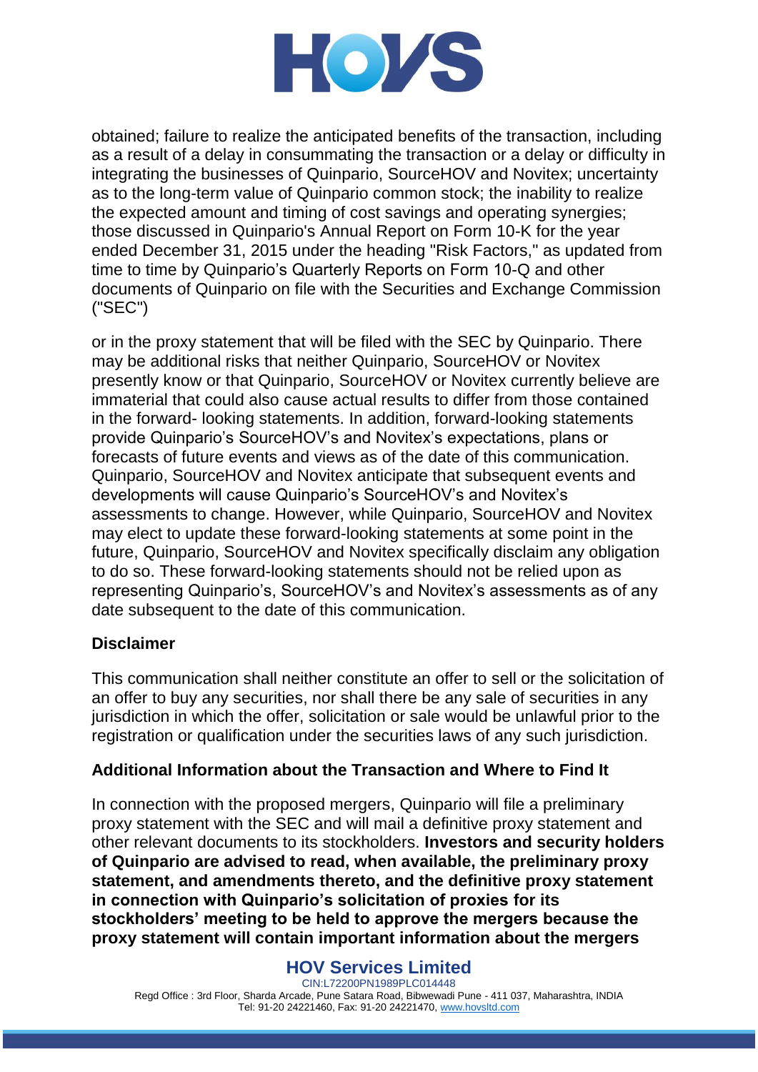obtained; failure to realize the anticipated benefits of the transaction, including as a result of a delay in consummating the transaction or a delay or difficulty in integrating the businesses of Quinpario, SourceHOV and Novitex; uncertainty as to the long-term value of Quinpario common stock; the inability to realize the expected amount and timing of cost savings and operating synergies; those discussed in Quinpario's Annual Report on Form 10-K for the year ended December 31, 2015 under the heading "Risk Factors," as updated from time to time by Quinpario's Quarterly Reports on Form 10-Q and other documents of Quinpario on file with the Securities and Exchange Commission ("SEC")

or in the proxy statement that will be filed with the SEC by Quinpario. There may be additional risks that neither Quinpario, SourceHOV or Novitex presently know or that Quinpario, SourceHOV or Novitex currently believe are immaterial that could also cause actual results to differ from those contained in the forward- looking statements. In addition, forward-looking statements provide Quinpario's SourceHOV's and Novitex's expectations, plans or forecasts of future events and views as of the date of this communication. Quinpario, SourceHOV and Novitex anticipate that subsequent events and developments will cause Quinpario's SourceHOV's and Novitex's assessments to change. However, while Quinpario, SourceHOV and Novitex may elect to update these forward-looking statements at some point in the future, Quinpario, SourceHOV and Novitex specifically disclaim any obligation to do so. These forward-looking statements should not be relied upon as representing Quinpario's, SourceHOV's and Novitex's assessments as of any date subsequent to the date of this communication.

**Disclaimer**

This communication shall neither constitute an offer to sell or the solicitation of an offer to buy any securities, nor shall there be any sale of securities in any jurisdiction in which the offer, solicitation or sale would be unlawful prior to the registration or qualification under the securities laws of any such jurisdiction.

**Additional Information about the Transaction and Where to Find It**

In connection with the proposed mergers, Quinpario will file a preliminary proxy statement with the SEC and will mail a definitive proxy statement and other relevant documents to its stockholders. **Investors and security holders of Quinpario are advised to read, when available, the preliminary proxy statement, and amendments thereto, and the definitive proxy statement in connection with Quinpario's solicitation of proxies for its stockholders' meeting to be held to approve the mergers because the proxy statement will contain important information about the mergers**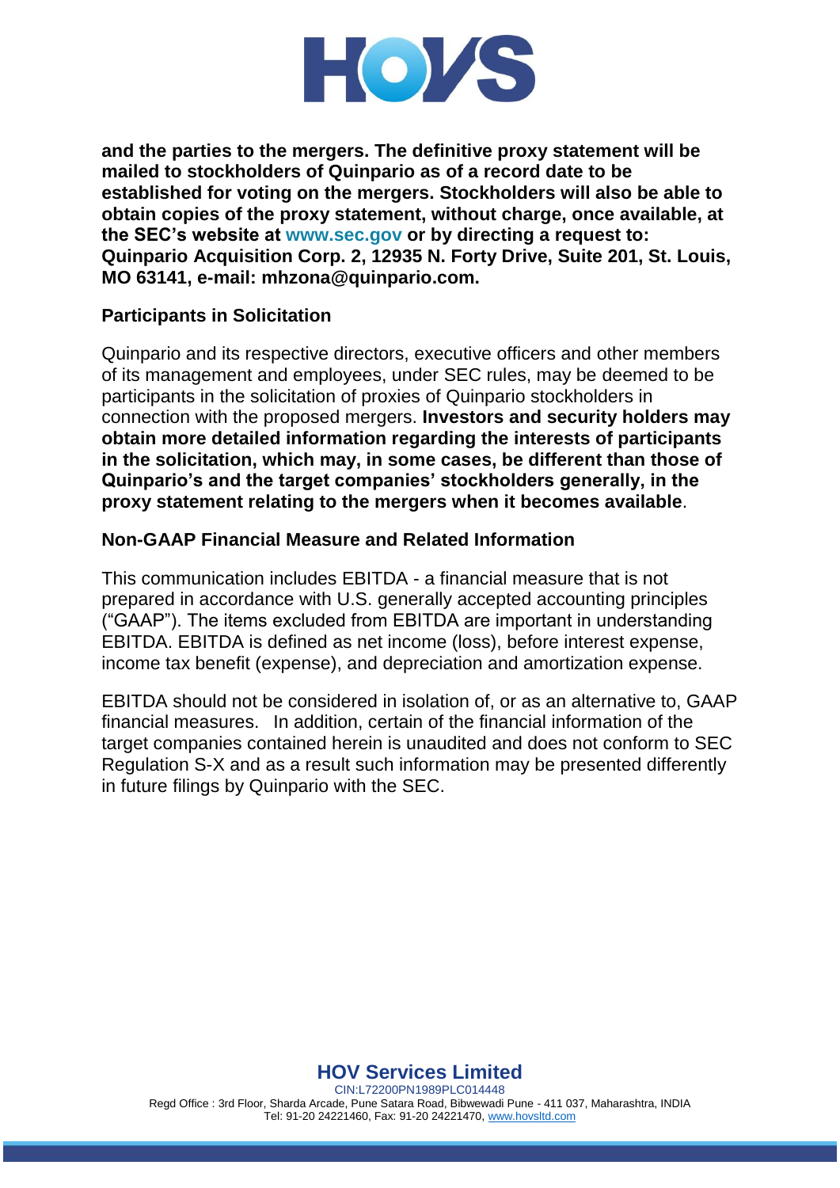**and the parties to the mergers. The definitive proxy statement will be mailed to stockholders of Quinpario as of a record date to be established for voting on the mergers. Stockholders will also be able to obtain copies of the proxy statement, without charge, once available, at the SEC's website at www.sec.gov or by directing a request to: Quinpario Acquisition Corp. 2, 12935 N. Forty Drive, Suite 201, St. Louis, MO 63141, e-mail: mhzona@quinpario.com.**

### Participants in Solicitation

Quinpario and its respective directors, executive officers and other members of its management and employees, under SEC rules, may be deemed to be participants in the solicitation of proxies of Quinpario stockholders in connection with the proposed mergers. **Investors and security holders may obtain more detailed information regarding the interests of participants in the solicitation, which may, in some cases, be different than those of Quinpario's and the target companies' stockholders generally, in the proxy statement relating to the mergers when it becomes available**.

### Non-GAAP Financial Measure and Related Information

This communication includes EBITDA - a financial measure that is not prepared in accordance with U.S. generally accepted accounting principles ("GAAP"). The items excluded from EBITDA are important in understanding EBITDA. EBITDA is defined as net income (loss), before interest expense, income tax benefit (expense), and depreciation and amortization expense.

EBITDA should not be considered in isolation of, or as an alternative to, GAAP financial measures. In addition, certain of the financial information of the target companies contained herein is unaudited and does not conform to SEC Regulation S-X and as a result such information may be presented differently in future filings by Quinpario with the SEC.